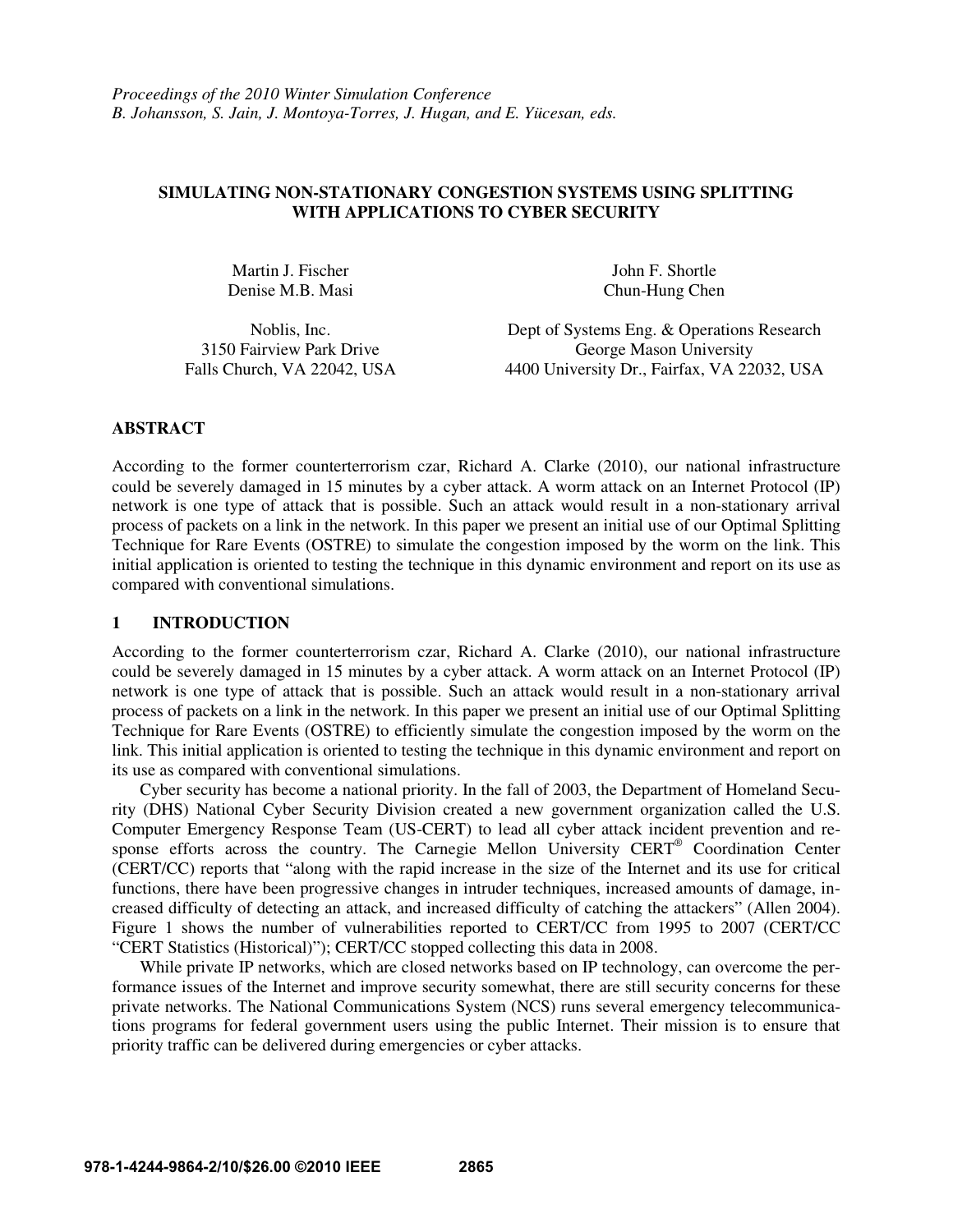*Proceedings of the 2010 Winter Simulation Conference*
*B. Johansson, S. Jain, J. Montoya-Torres, J. Hugan, and E. Yücesan, eds.*

# SIMULATING NON-STATIONARY CONGESTION SYSTEMS USING SPLITTING WITH APPLICATIONS TO CYBER SECURITY

Martin J. Fischer
Denise M.B. Masi

Noblis, Inc.
3150 Fairview Park Drive
Falls Church, VA 22042, USA

John F. Shortle
Chun-Hung Chen

Dept of Systems Eng. & Operations Research
George Mason University
4400 University Dr., Fairfax, VA 22032, USA

## ABSTRACT

According to the former counterterrorism czar, Richard A. Clarke (2010), our national infrastructure could be severely damaged in 15 minutes by a cyber attack. A worm attack on an Internet Protocol (IP) network is one type of attack that is possible. Such an attack would result in a non-stationary arrival process of packets on a link in the network. In this paper we present an initial use of our Optimal Splitting Technique for Rare Events (OSTRE) to simulate the congestion imposed by the worm on the link. This initial application is oriented to testing the technique in this dynamic environment and report on its use as compared with conventional simulations.

## 1 INTRODUCTION

According to the former counterterrorism czar, Richard A. Clarke (2010), our national infrastructure could be severely damaged in 15 minutes by a cyber attack. A worm attack on an Internet Protocol (IP) network is one type of attack that is possible. Such an attack would result in a non-stationary arrival process of packets on a link in the network. In this paper we present an initial use of our Optimal Splitting Technique for Rare Events (OSTRE) to efficiently simulate the congestion imposed by the worm on the link. This initial application is oriented to testing the technique in this dynamic environment and report on its use as compared with conventional simulations.

Cyber security has become a national priority. In the fall of 2003, the Department of Homeland Security (DHS) National Cyber Security Division created a new government organization called the U.S. Computer Emergency Response Team (US-CERT) to lead all cyber attack incident prevention and response efforts across the country. The Carnegie Mellon University CERT® Coordination Center (CERT/CC) reports that "along with the rapid increase in the size of the Internet and its use for critical functions, there have been progressive changes in intruder techniques, increased amounts of damage, increased difficulty of detecting an attack, and increased difficulty of catching the attackers" (Allen 2004). Figure 1 shows the number of vulnerabilities reported to CERT/CC from 1995 to 2007 (CERT/CC "CERT Statistics (Historical)"); CERT/CC stopped collecting this data in 2008.

While private IP networks, which are closed networks based on IP technology, can overcome the performance issues of the Internet and improve security somewhat, there are still security concerns for these private networks. The National Communications System (NCS) runs several emergency telecommunications programs for federal government users using the public Internet. Their mission is to ensure that priority traffic can be delivered during emergencies or cyber attacks.

978-1-4244-9864-2/10/$26.00 ©2010 IEEE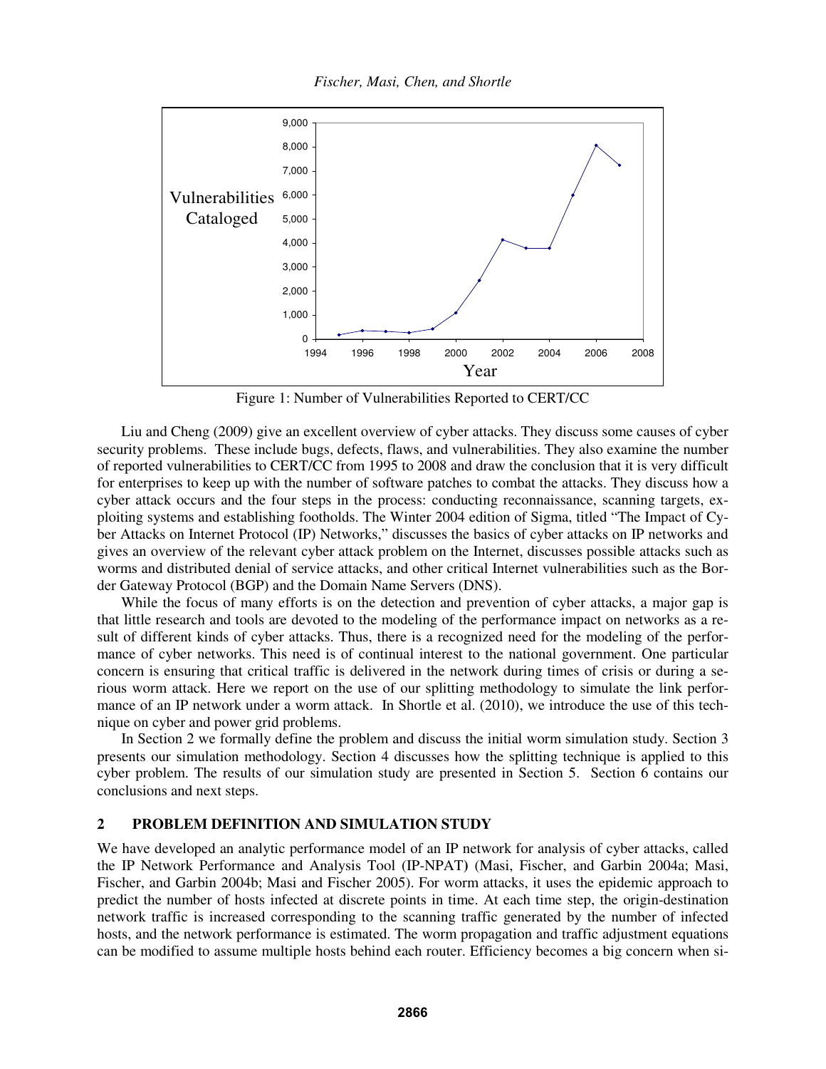Figure 1: Number of Vulnerabilities Reported to CERT/CC

Liu and Cheng (2009) give an excellent overview of cyber attacks. They discuss some causes of cyber security problems. These include bugs, defects, flaws, and vulnerabilities. They also examine the number of reported vulnerabilities to CERT/CC from 1995 to 2008 and draw the conclusion that it is very difficult for enterprises to keep up with the number of software patches to combat the attacks. They discuss how a cyber attack occurs and the four steps in the process: conducting reconnaissance, scanning targets, exploiting systems and establishing footholds. The Winter 2004 edition of Sigma, titled "The Impact of Cyber Attacks on Internet Protocol (IP) Networks," discusses the basics of cyber attacks on IP networks and gives an overview of the relevant cyber attack problem on the Internet, discusses possible attacks such as worms and distributed denial of service attacks, and other critical Internet vulnerabilities such as the Border Gateway Protocol (BGP) and the Domain Name Servers (DNS).

While the focus of many efforts is on the detection and prevention of cyber attacks, a major gap is that little research and tools are devoted to the modeling of the performance impact on networks as a result of different kinds of cyber attacks. Thus, there is a recognized need for the modeling of the performance of cyber networks. This need is of continual interest to the national government. One particular concern is ensuring that critical traffic is delivered in the network during times of crisis or during a serious worm attack. Here we report on the use of our splitting methodology to simulate the link performance of an IP network under a worm attack. In Shortle et al. (2010), we introduce the use of this technique on cyber and power grid problems.

In Section 2 we formally define the problem and discuss the initial worm simulation study. Section 3 presents our simulation methodology. Section 4 discusses how the splitting technique is applied to this cyber problem. The results of our simulation study are presented in Section 5. Section 6 contains our conclusions and next steps.

## 2 PROBLEM DEFINITION AND SIMULATION STUDY

We have developed an analytic performance model of an IP network for analysis of cyber attacks, called the IP Network Performance and Analysis Tool (IP-NPAT) (Masi, Fischer, and Garbin 2004a; Masi, Fischer, and Garbin 2004b; Masi and Fischer 2005). For worm attacks, it uses the epidemic approach to predict the number of hosts infected at discrete points in time. At each time step, the origin-destination network traffic is increased corresponding to the scanning traffic generated by the number of infected hosts, and the network performance is estimated. The worm propagation and traffic adjustment equations can be modified to assume multiple hosts behind each router. Efficiency becomes a big concern when si-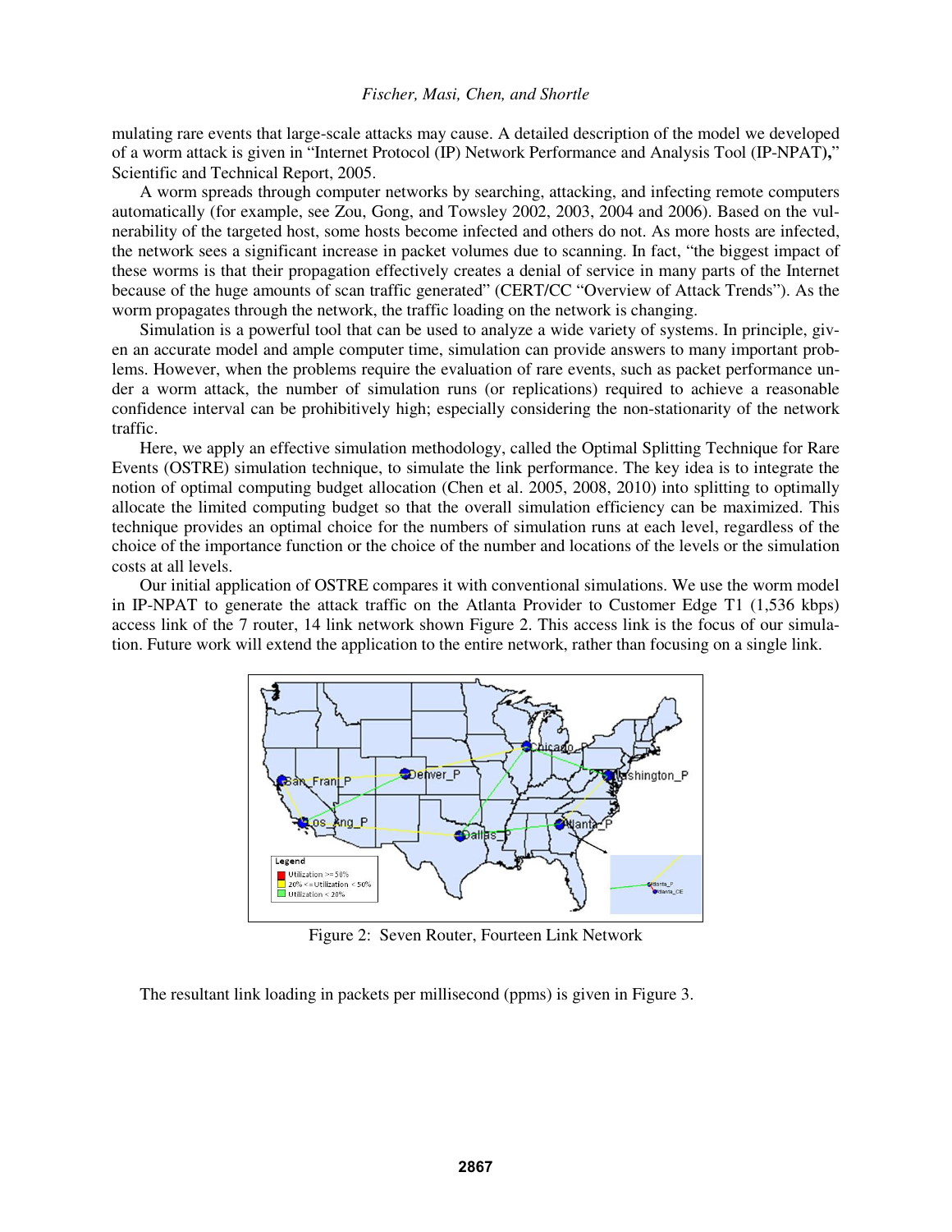mulating rare events that large-scale attacks may cause. A detailed description of the model we developed of a worm attack is given in "Internet Protocol (IP) Network Performance and Analysis Tool (IP-NPAT)," Scientific and Technical Report, 2005.

A worm spreads through computer networks by searching, attacking, and infecting remote computers automatically (for example, see Zou, Gong, and Towsley 2002, 2003, 2004 and 2006). Based on the vulnerability of the targeted host, some hosts become infected and others do not. As more hosts are infected, the network sees a significant increase in packet volumes due to scanning. In fact, "the biggest impact of these worms is that their propagation effectively creates a denial of service in many parts of the Internet because of the huge amounts of scan traffic generated" (CERT/CC "Overview of Attack Trends"). As the worm propagates through the network, the traffic loading on the network is changing.

Simulation is a powerful tool that can be used to analyze a wide variety of systems. In principle, given an accurate model and ample computer time, simulation can provide answers to many important problems. However, when the problems require the evaluation of rare events, such as packet performance under a worm attack, the number of simulation runs (or replications) required to achieve a reasonable confidence interval can be prohibitively high; especially considering the non-stationarity of the network traffic.

Here, we apply an effective simulation methodology, called the Optimal Splitting Technique for Rare Events (OSTRE) simulation technique, to simulate the link performance. The key idea is to integrate the notion of optimal computing budget allocation (Chen et al. 2005, 2008, 2010) into splitting to optimally allocate the limited computing budget so that the overall simulation efficiency can be maximized. This technique provides an optimal choice for the numbers of simulation runs at each level, regardless of the choice of the importance function or the choice of the number and locations of the levels or the simulation costs at all levels.

Our initial application of OSTRE compares it with conventional simulations. We use the worm model in IP-NPAT to generate the attack traffic on the Atlanta Provider to Customer Edge T1 (1,536 kbps) access link of the 7 router, 14 link network shown Figure 2. This access link is the focus of our simulation. Future work will extend the application to the entire network, rather than focusing on a single link.

San_Fran_P
Denver_P
Chicago_P
Washington_P
Los_Ang_P
Dallas_P
Atlanta_P
Atlanta_P
Atlanta_CE

Legend
Utilization >= 50%
20% <= Utilization < 50%
Utilization < 20%

Figure 2: Seven Router, Fourteen Link Network

The resultant link loading in packets per millisecond (ppms) is given in Figure 3.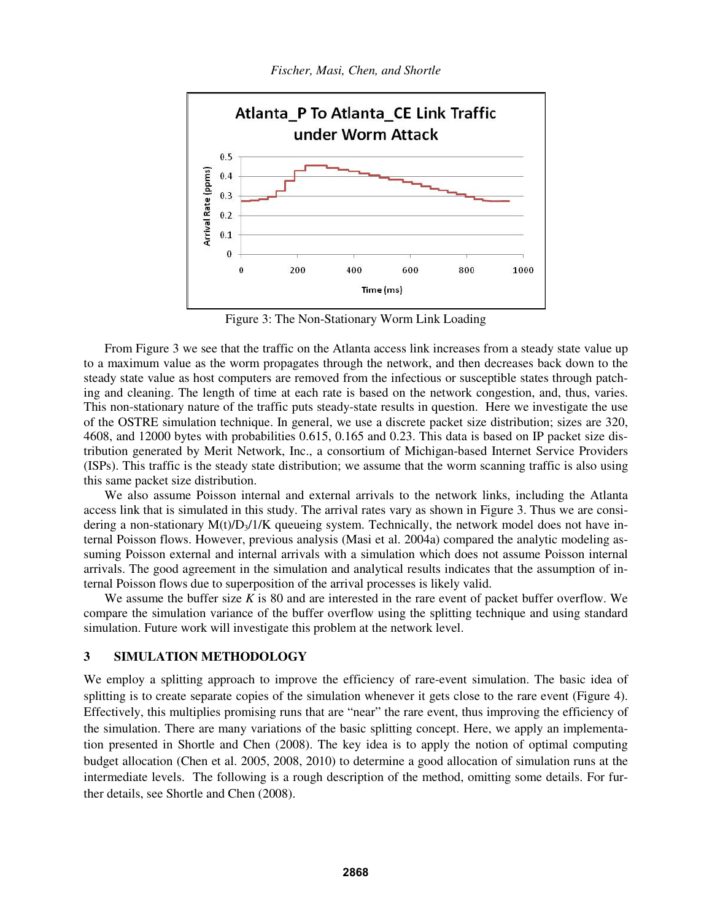Figure 3: The Non-Stationary Worm Link Loading

From Figure 3 we see that the traffic on the Atlanta access link increases from a steady state value up to a maximum value as the worm propagates through the network, and then decreases back down to the steady state value as host computers are removed from the infectious or susceptible states through patching and cleaning. The length of time at each rate is based on the network congestion, and, thus, varies. This non-stationary nature of the traffic puts steady-state results in question. Here we investigate the use of the OSTRE simulation technique. In general, we use a discrete packet size distribution; sizes are 320, 4608, and 12000 bytes with probabilities 0.615, 0.165 and 0.23. This data is based on IP packet size distribution generated by Merit Network, Inc., a consortium of Michigan-based Internet Service Providers (ISPs). This traffic is the steady state distribution; we assume that the worm scanning traffic is also using this same packet size distribution.

We also assume Poisson internal and external arrivals to the network links, including the Atlanta access link that is simulated in this study. The arrival rates vary as shown in Figure 3. Thus we are considering a non-stationary $M(t)/D_3/1/K$ queueing system. Technically, the network model does not have internal Poisson flows. However, previous analysis (Masi et al. 2004a) compared the analytic modeling assuming Poisson external and internal arrivals with a simulation which does not assume Poisson internal arrivals. The good agreement in the simulation and analytical results indicates that the assumption of internal Poisson flows due to superposition of the arrival processes is likely valid.

We assume the buffer size $K$ is 80 and are interested in the rare event of packet buffer overflow. We compare the simulation variance of the buffer overflow using the splitting technique and using standard simulation. Future work will investigate this problem at the network level.

## 3 SIMULATION METHODOLOGY

We employ a splitting approach to improve the efficiency of rare-event simulation. The basic idea of splitting is to create separate copies of the simulation whenever it gets close to the rare event (Figure 4). Effectively, this multiplies promising runs that are "near" the rare event, thus improving the efficiency of the simulation. There are many variations of the basic splitting concept. Here, we apply an implementation presented in Shortle and Chen (2008). The key idea is to apply the notion of optimal computing budget allocation (Chen et al. 2005, 2008, 2010) to determine a good allocation of simulation runs at the intermediate levels. The following is a rough description of the method, omitting some details. For further details, see Shortle and Chen (2008).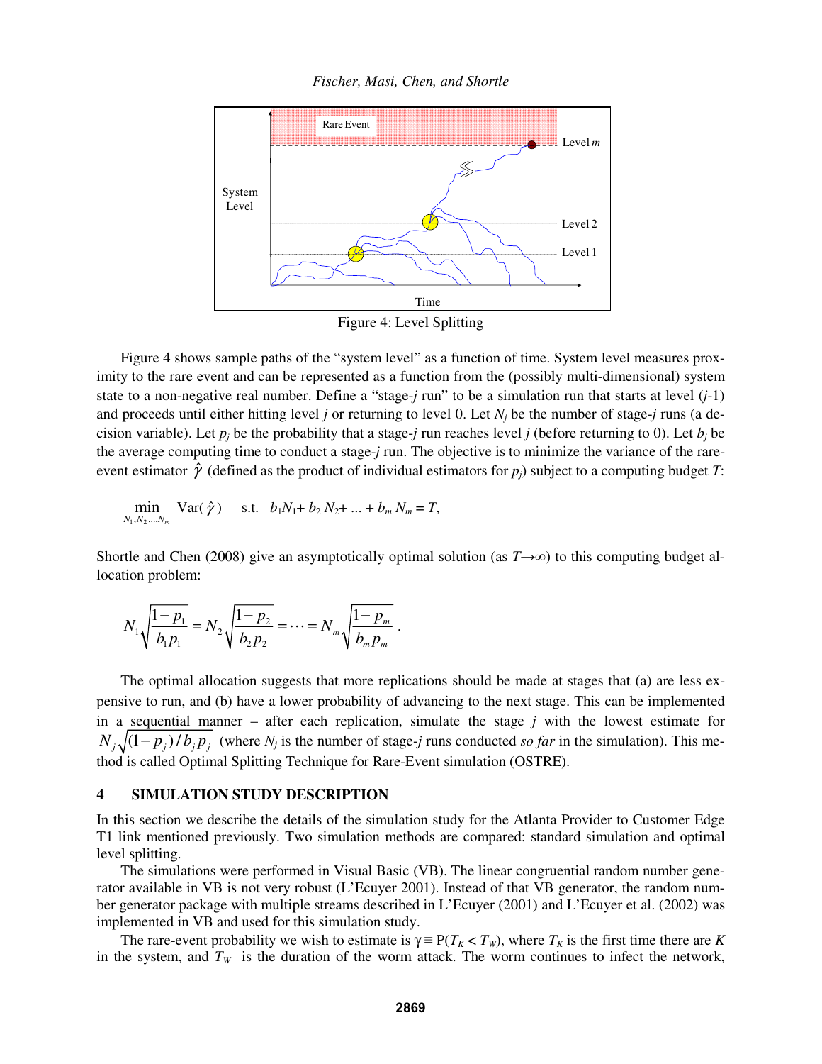Figure 4: Level Splitting

Figure 4 shows sample paths of the "system level" as a function of time. System level measures proximity to the rare event and can be represented as a function from the (possibly multi-dimensional) system state to a non-negative real number. Define a "stage-$j$ run" to be a simulation run that starts at level ($j$-1) and proceeds until either hitting level $j$ or returning to level 0. Let $N_j$ be the number of stage-$j$ runs (a decision variable). Let $p_j$ be the probability that a stage-$j$ run reaches level $j$ (before returning to 0). Let $b_j$ be the average computing time to conduct a stage-$j$ run. The objective is to minimize the variance of the rare-event estimator $\hat{\gamma}$ (defined as the product of individual estimators for $p_j$) subject to a computing budget $T$:

$$\min_{N_1, N_2, \ldots, N_m} \operatorname{Var}(\hat{\gamma}) \quad \text{s.t.} \quad b_1 N_1 + b_2 N_2 + \ldots + b_m N_m = T,$$

Shortle and Chen (2008) give an asymptotically optimal solution (as $T \to \infty$) to this computing budget allocation problem:

$$N_1 \sqrt{\frac{1-p_1}{b_1 p_1}} = N_2 \sqrt{\frac{1-p_2}{b_2 p_2}} = \cdots = N_m \sqrt{\frac{1-p_m}{b_m p_m}}.$$

The optimal allocation suggests that more replications should be made at stages that (a) are less expensive to run, and (b) have a lower probability of advancing to the next stage. This can be implemented in a sequential manner – after each replication, simulate the stage $j$ with the lowest estimate for $N_j \sqrt{(1-p_j)/b_j p_j}$ (where $N_j$ is the number of stage-$j$ runs conducted *so far* in the simulation). This method is called Optimal Splitting Technique for Rare-Event simulation (OSTRE).

## 4 SIMULATION STUDY DESCRIPTION

In this section we describe the details of the simulation study for the Atlanta Provider to Customer Edge T1 link mentioned previously. Two simulation methods are compared: standard simulation and optimal level splitting.

The simulations were performed in Visual Basic (VB). The linear congruential random number generator available in VB is not very robust (L'Ecuyer 2001). Instead of that VB generator, the random number generator package with multiple streams described in L'Ecuyer (2001) and L'Ecuyer et al. (2002) was implemented in VB and used for this simulation study.

The rare-event probability we wish to estimate is $\gamma \equiv P(T_K < T_W)$, where $T_K$ is the first time there are $K$ in the system, and $T_W$ is the duration of the worm attack. The worm continues to infect the network,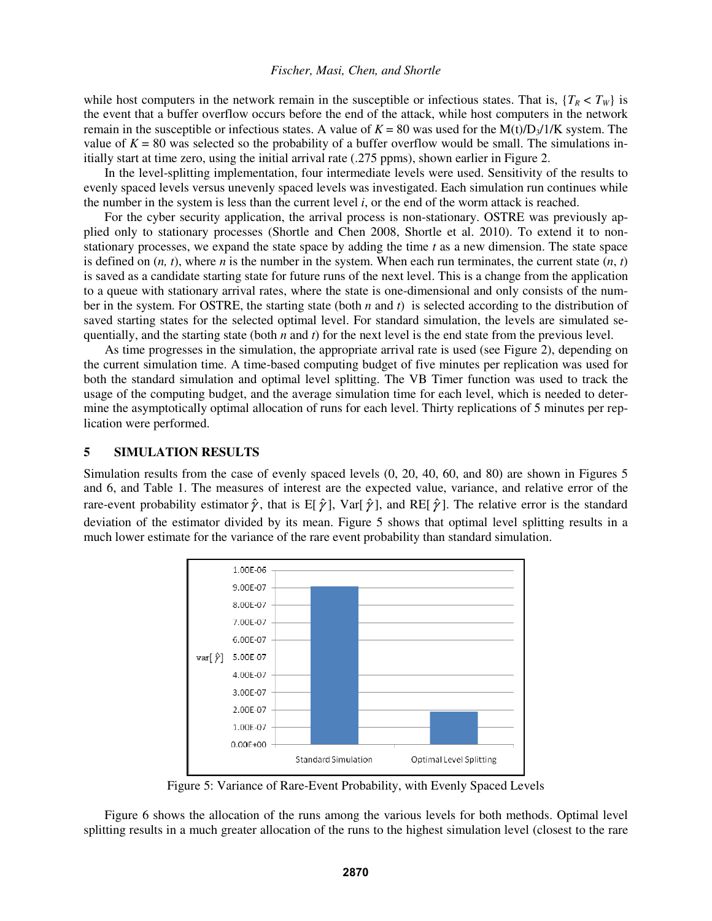while host computers in the network remain in the susceptible or infectious states. That is, $\{T_R < T_W\}$ is the event that a buffer overflow occurs before the end of the attack, while host computers in the network remain in the susceptible or infectious states. A value of $K = 80$ was used for the $M(t)/D_3/1/K$ system. The value of $K = 80$ was selected so the probability of a buffer overflow would be small. The simulations initially start at time zero, using the initial arrival rate (.275 ppms), shown earlier in Figure 2.

In the level-splitting implementation, four intermediate levels were used. Sensitivity of the results to evenly spaced levels versus unevenly spaced levels was investigated. Each simulation run continues while the number in the system is less than the current level $i$, or the end of the worm attack is reached.

For the cyber security application, the arrival process is non-stationary. OSTRE was previously applied only to stationary processes (Shortle and Chen 2008, Shortle et al. 2010). To extend it to non-stationary processes, we expand the state space by adding the time $t$ as a new dimension. The state space is defined on $(n, t)$, where $n$ is the number in the system. When each run terminates, the current state $(n, t)$ is saved as a candidate starting state for future runs of the next level. This is a change from the application to a queue with stationary arrival rates, where the state is one-dimensional and only consists of the number in the system. For OSTRE, the starting state (both $n$ and $t$) is selected according to the distribution of saved starting states for the selected optimal level. For standard simulation, the levels are simulated sequentially, and the starting state (both $n$ and $t$) for the next level is the end state from the previous level.

As time progresses in the simulation, the appropriate arrival rate is used (see Figure 2), depending on the current simulation time. A time-based computing budget of five minutes per replication was used for both the standard simulation and optimal level splitting. The VB Timer function was used to track the usage of the computing budget, and the average simulation time for each level, which is needed to determine the asymptotically optimal allocation of runs for each level. Thirty replications of 5 minutes per replication were performed.

## 5 SIMULATION RESULTS

Simulation results from the case of evenly spaced levels (0, 20, 40, 60, and 80) are shown in Figures 5 and 6, and Table 1. The measures of interest are the expected value, variance, and relative error of the rare-event probability estimator $\hat{\gamma}$, that is E[$\hat{\gamma}$], Var[$\hat{\gamma}$], and RE[$\hat{\gamma}$]. The relative error is the standard deviation of the estimator divided by its mean. Figure 5 shows that optimal level splitting results in a much lower estimate for the variance of the rare event probability than standard simulation.

Figure 5: Variance of Rare-Event Probability, with Evenly Spaced Levels

Figure 6 shows the allocation of the runs among the various levels for both methods. Optimal level splitting results in a much greater allocation of the runs to the highest simulation level (closest to the rare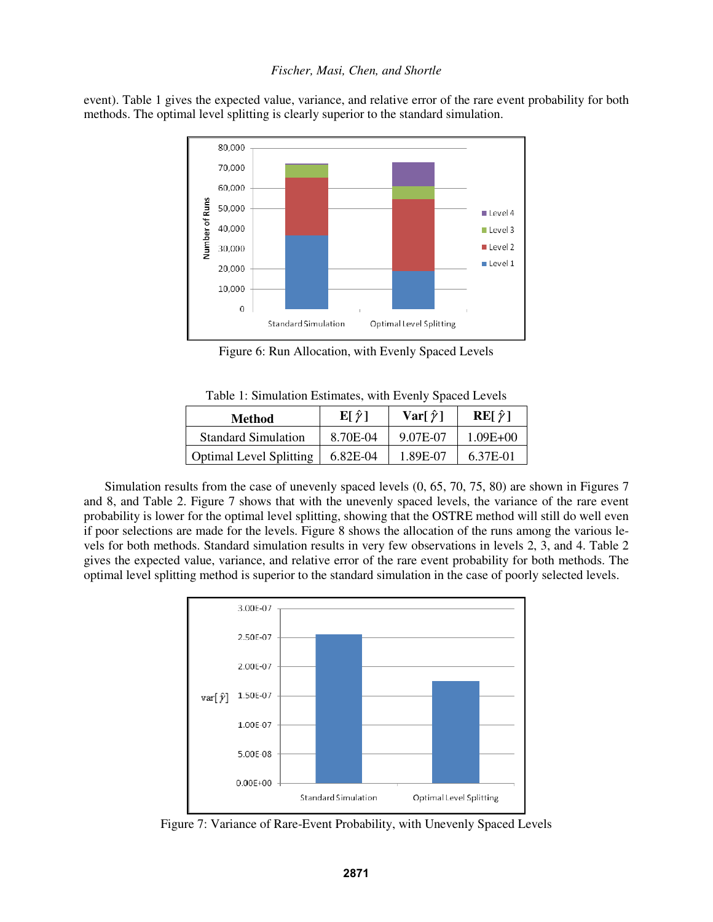event). Table 1 gives the expected value, variance, and relative error of the rare event probability for both methods. The optimal level splitting is clearly superior to the standard simulation.

Figure 6: Run Allocation, with Evenly Spaced Levels

Table 1: Simulation Estimates, with Evenly Spaced Levels

| Method | E[ $\hat{\gamma}$ ] | Var[ $\hat{\gamma}$ ] | RE[ $\hat{\gamma}$ ] |
|---|---|---|---|
| Standard Simulation | 8.70E-04 | 9.07E-07 | 1.09E+00 |
| Optimal Level Splitting | 6.82E-04 | 1.89E-07 | 6.37E-01 |

Simulation results from the case of unevenly spaced levels (0, 65, 70, 75, 80) are shown in Figures 7 and 8, and Table 2. Figure 7 shows that with the unevenly spaced levels, the variance of the rare event probability is lower for the optimal level splitting, showing that the OSTRE method will still do well even if poor selections are made for the levels. Figure 8 shows the allocation of the runs among the various levels for both methods. Standard simulation results in very few observations in levels 2, 3, and 4. Table 2 gives the expected value, variance, and relative error of the rare event probability for both methods. The optimal level splitting method is superior to the standard simulation in the case of poorly selected levels.

Figure 7: Variance of Rare-Event Probability, with Unevenly Spaced Levels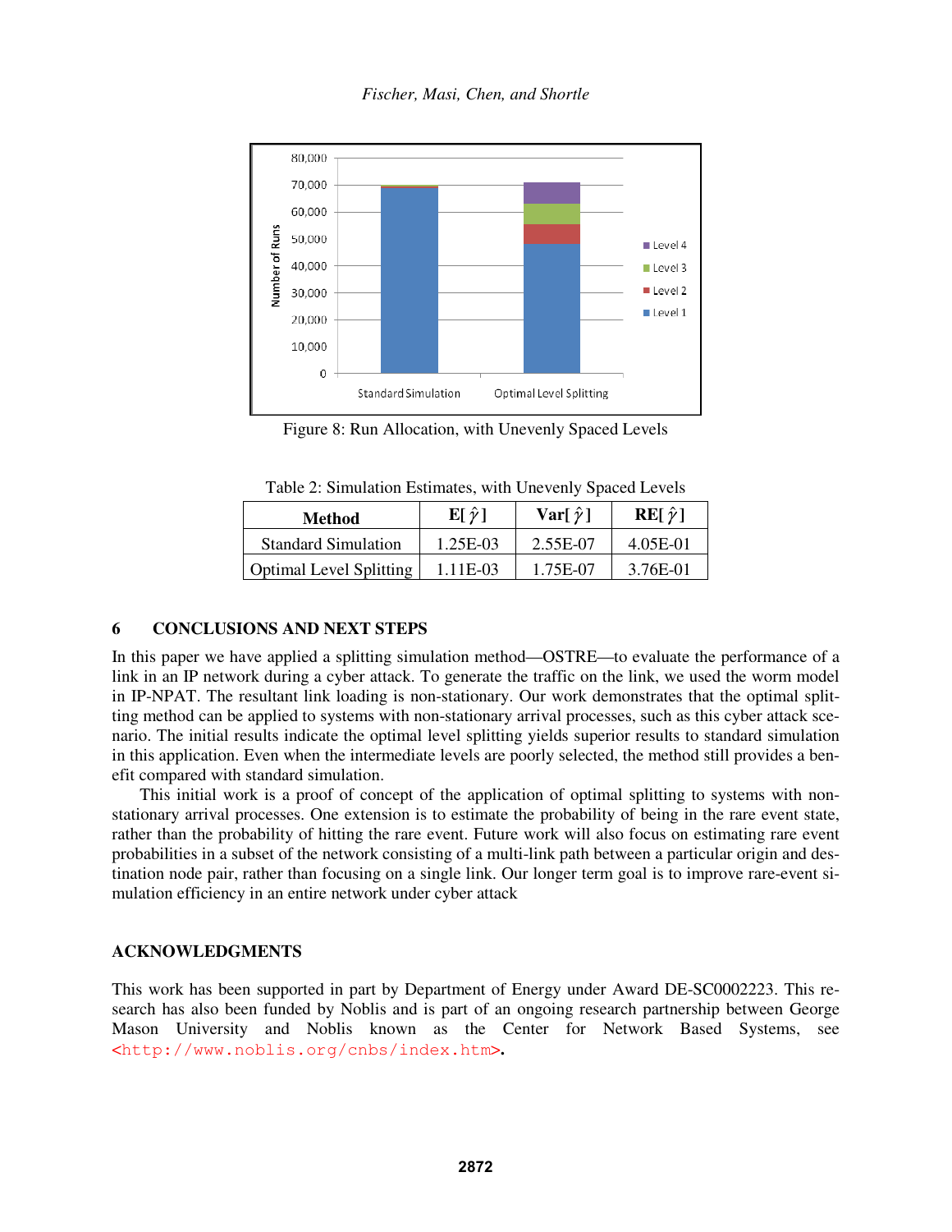Figure 8: Run Allocation, with Unevenly Spaced Levels

Table 2: Simulation Estimates, with Unevenly Spaced Levels

| Method | E[ $\hat{\gamma}$ ] | Var[ $\hat{\gamma}$ ] | RE[ $\hat{\gamma}$ ] |
|---|---|---|---|
| Standard Simulation | 1.25E-03 | 2.55E-07 | 4.05E-01 |
| Optimal Level Splitting | 1.11E-03 | 1.75E-07 | 3.76E-01 |

## 6 CONCLUSIONS AND NEXT STEPS

In this paper we have applied a splitting simulation method—OSTRE—to evaluate the performance of a link in an IP network during a cyber attack. To generate the traffic on the link, we used the worm model in IP-NPAT. The resultant link loading is non-stationary. Our work demonstrates that the optimal splitting method can be applied to systems with non-stationary arrival processes, such as this cyber attack scenario. The initial results indicate the optimal level splitting yields superior results to standard simulation in this application. Even when the intermediate levels are poorly selected, the method still provides a benefit compared with standard simulation.

This initial work is a proof of concept of the application of optimal splitting to systems with non-stationary arrival processes. One extension is to estimate the probability of being in the rare event state, rather than the probability of hitting the rare event. Future work will also focus on estimating rare event probabilities in a subset of the network consisting of a multi-link path between a particular origin and destination node pair, rather than focusing on a single link. Our longer term goal is to improve rare-event simulation efficiency in an entire network under cyber attack

## ACKNOWLEDGMENTS

This work has been supported in part by Department of Energy under Award DE-SC0002223. This research has also been funded by Noblis and is part of an ongoing research partnership between George Mason University and Noblis known as the Center for Network Based Systems, see <http://www.noblis.org/cnbs/index.htm>.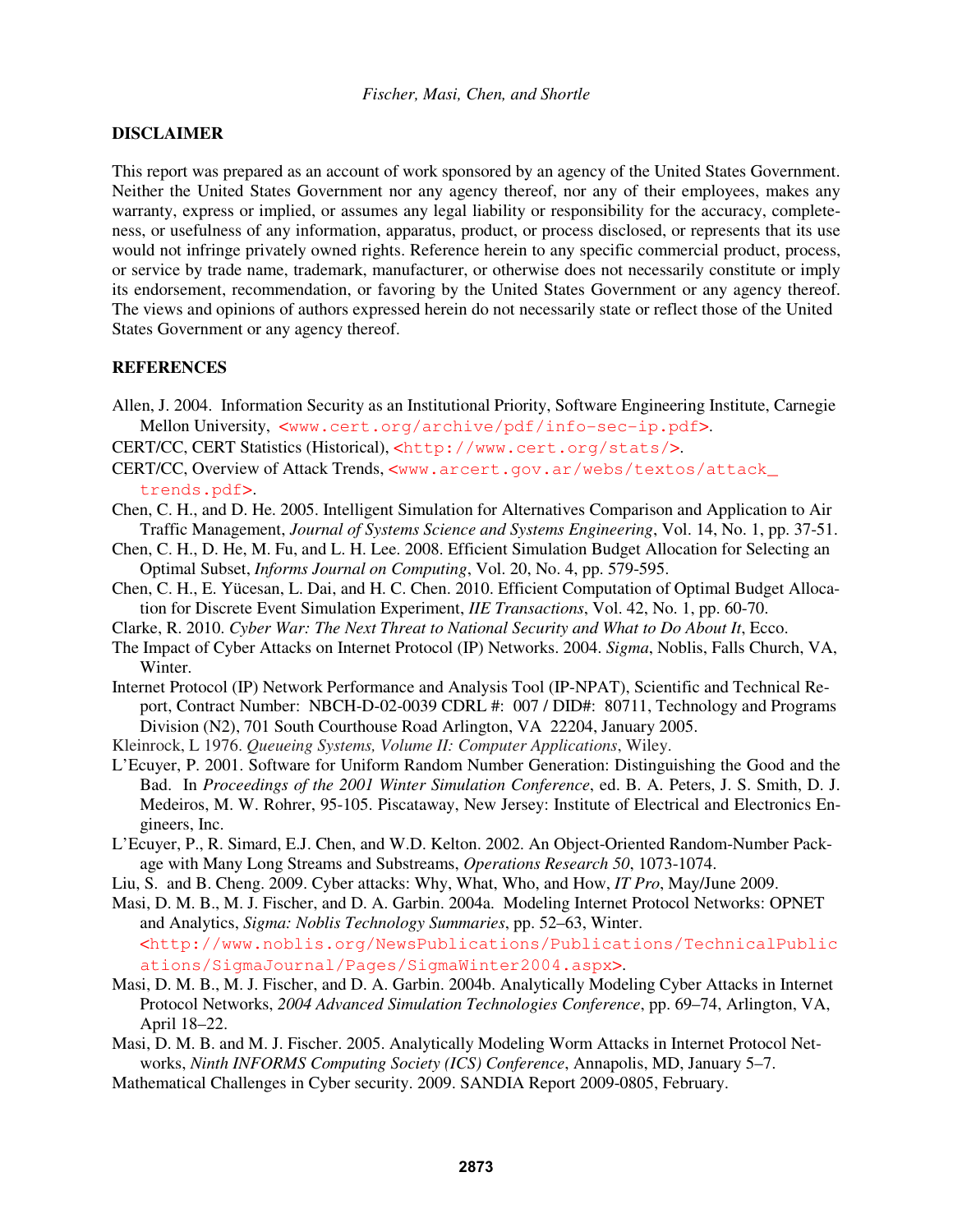## DISCLAIMER

This report was prepared as an account of work sponsored by an agency of the United States Government. Neither the United States Government nor any agency thereof, nor any of their employees, makes any warranty, express or implied, or assumes any legal liability or responsibility for the accuracy, completeness, or usefulness of any information, apparatus, product, or process disclosed, or represents that its use would not infringe privately owned rights. Reference herein to any specific commercial product, process, or service by trade name, trademark, manufacturer, or otherwise does not necessarily constitute or imply its endorsement, recommendation, or favoring by the United States Government or any agency thereof. The views and opinions of authors expressed herein do not necessarily state or reflect those of the United States Government or any agency thereof.

## REFERENCES

Allen, J. 2004. Information Security as an Institutional Priority, Software Engineering Institute, Carnegie Mellon University, <www.cert.org/archive/pdf/info-sec-ip.pdf>.

CERT/CC, CERT Statistics (Historical), <http://www.cert.org/stats/>.

CERT/CC, Overview of Attack Trends, <www.arcert.gov.ar/webs/textos/attack_trends.pdf>.

Chen, C. H., and D. He. 2005. Intelligent Simulation for Alternatives Comparison and Application to Air Traffic Management, *Journal of Systems Science and Systems Engineering*, Vol. 14, No. 1, pp. 37-51.

Chen, C. H., D. He, M. Fu, and L. H. Lee. 2008. Efficient Simulation Budget Allocation for Selecting an Optimal Subset, *Informs Journal on Computing*, Vol. 20, No. 4, pp. 579-595.

Chen, C. H., E. Yücesan, L. Dai, and H. C. Chen. 2010. Efficient Computation of Optimal Budget Allocation for Discrete Event Simulation Experiment, *IIE Transactions*, Vol. 42, No. 1, pp. 60-70.

Clarke, R. 2010. *Cyber War: The Next Threat to National Security and What to Do About It*, Ecco.

The Impact of Cyber Attacks on Internet Protocol (IP) Networks. 2004. *Sigma*, Noblis, Falls Church, VA, Winter.

Internet Protocol (IP) Network Performance and Analysis Tool (IP-NPAT), Scientific and Technical Report, Contract Number: NBCH-D-02-0039 CDRL #: 007 / DID#: 80711, Technology and Programs Division (N2), 701 South Courthouse Road Arlington, VA 22204, January 2005.

Kleinrock, L 1976. *Queueing Systems, Volume II: Computer Applications*, Wiley.

L'Ecuyer, P. 2001. Software for Uniform Random Number Generation: Distinguishing the Good and the Bad. In *Proceedings of the 2001 Winter Simulation Conference*, ed. B. A. Peters, J. S. Smith, D. J. Medeiros, M. W. Rohrer, 95-105. Piscataway, New Jersey: Institute of Electrical and Electronics Engineers, Inc.

L'Ecuyer, P., R. Simard, E.J. Chen, and W.D. Kelton. 2002. An Object-Oriented Random-Number Package with Many Long Streams and Substreams, *Operations Research 50*, 1073-1074.

Liu, S. and B. Cheng. 2009. Cyber attacks: Why, What, Who, and How, *IT Pro*, May/June 2009.

Masi, D. M. B., M. J. Fischer, and D. A. Garbin. 2004a. Modeling Internet Protocol Networks: OPNET and Analytics, *Sigma: Noblis Technology Summaries*, pp. 52–63, Winter. <http://www.noblis.org/NewsPublications/Publications/TechnicalPublications/SigmaJournal/Pages/SigmaWinter2004.aspx>.

Masi, D. M. B., M. J. Fischer, and D. A. Garbin. 2004b. Analytically Modeling Cyber Attacks in Internet Protocol Networks, *2004 Advanced Simulation Technologies Conference*, pp. 69–74, Arlington, VA, April 18–22.

Masi, D. M. B. and M. J. Fischer. 2005. Analytically Modeling Worm Attacks in Internet Protocol Networks, *Ninth INFORMS Computing Society (ICS) Conference*, Annapolis, MD, January 5–7.

Mathematical Challenges in Cyber security. 2009. SANDIA Report 2009-0805, February.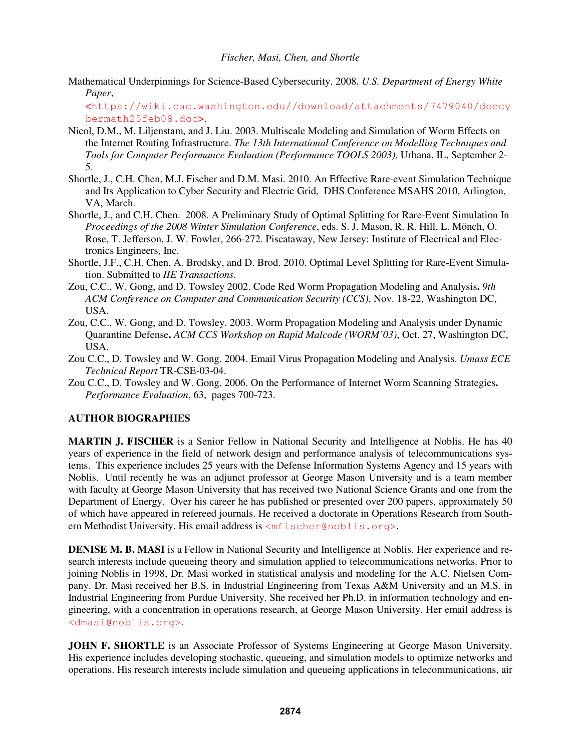Mathematical Underpinnings for Science-Based Cybersecurity. 2008. *U.S. Department of Energy White Paper*, <https://wiki.cac.washington.edu//download/attachments/7479040/doecybermath25feb08.doc>.

Nicol, D.M., M. Liljenstam, and J. Liu. 2003. Multiscale Modeling and Simulation of Worm Effects on the Internet Routing Infrastructure. *The 13th International Conference on Modelling Techniques and Tools for Computer Performance Evaluation (Performance TOOLS 2003)*, Urbana, IL, September 2-5.

Shortle, J., C.H. Chen, M.J. Fischer and D.M. Masi. 2010. An Effective Rare-event Simulation Technique and Its Application to Cyber Security and Electric Grid, DHS Conference MSAHS 2010, Arlington, VA, March.

Shortle, J., and C.H. Chen. 2008. A Preliminary Study of Optimal Splitting for Rare-Event Simulation In *Proceedings of the 2008 Winter Simulation Conference*, eds. S. J. Mason, R. R. Hill, L. Mönch, O. Rose, T. Jefferson, J. W. Fowler, 266-272. Piscataway, New Jersey: Institute of Electrical and Electronics Engineers, Inc.

Shortle, J.F., C.H. Chen, A. Brodsky, and D. Brod. 2010. Optimal Level Splitting for Rare-Event Simulation. Submitted to *IIE Transactions*.

Zou, C.C., W. Gong, and D. Towsley 2002. Code Red Worm Propagation Modeling and Analysis**.** *9th ACM Conference on Computer and Communication Security (CCS)*, Nov. 18-22, Washington DC, USA.

Zou, C.C., W. Gong, and D. Towsley. 2003. Worm Propagation Modeling and Analysis under Dynamic Quarantine Defense**.** *ACM CCS Workshop on Rapid Malcode (WORM'03)*, Oct. 27, Washington DC, USA.

Zou C.C., D. Towsley and W. Gong. 2004. Email Virus Propagation Modeling and Analysis. *Umass ECE Technical Report* TR-CSE-03-04.

Zou C.C., D. Towsley and W. Gong. 2006. On the Performance of Internet Worm Scanning Strategies**.** *Performance Evaluation*, 63, pages 700-723.

## AUTHOR BIOGRAPHIES

**MARTIN J. FISCHER** is a Senior Fellow in National Security and Intelligence at Noblis. He has 40 years of experience in the field of network design and performance analysis of telecommunications systems. This experience includes 25 years with the Defense Information Systems Agency and 15 years with Noblis. Until recently he was an adjunct professor at George Mason University and is a team member with faculty at George Mason University that has received two National Science Grants and one from the Department of Energy. Over his career he has published or presented over 200 papers, approximately 50 of which have appeared in refereed journals. He received a doctorate in Operations Research from Southern Methodist University. His email address is <mfischer@noblis.org>.

**DENISE M. B. MASI** is a Fellow in National Security and Intelligence at Noblis. Her experience and research interests include queueing theory and simulation applied to telecommunications networks. Prior to joining Noblis in 1998, Dr. Masi worked in statistical analysis and modeling for the A.C. Nielsen Company. Dr. Masi received her B.S. in Industrial Engineering from Texas A&M University and an M.S. in Industrial Engineering from Purdue University. She received her Ph.D. in information technology and engineering, with a concentration in operations research, at George Mason University. Her email address is <dmasi@noblis.org>.

**JOHN F. SHORTLE** is an Associate Professor of Systems Engineering at George Mason University. His experience includes developing stochastic, queueing, and simulation models to optimize networks and operations. His research interests include simulation and queueing applications in telecommunications, air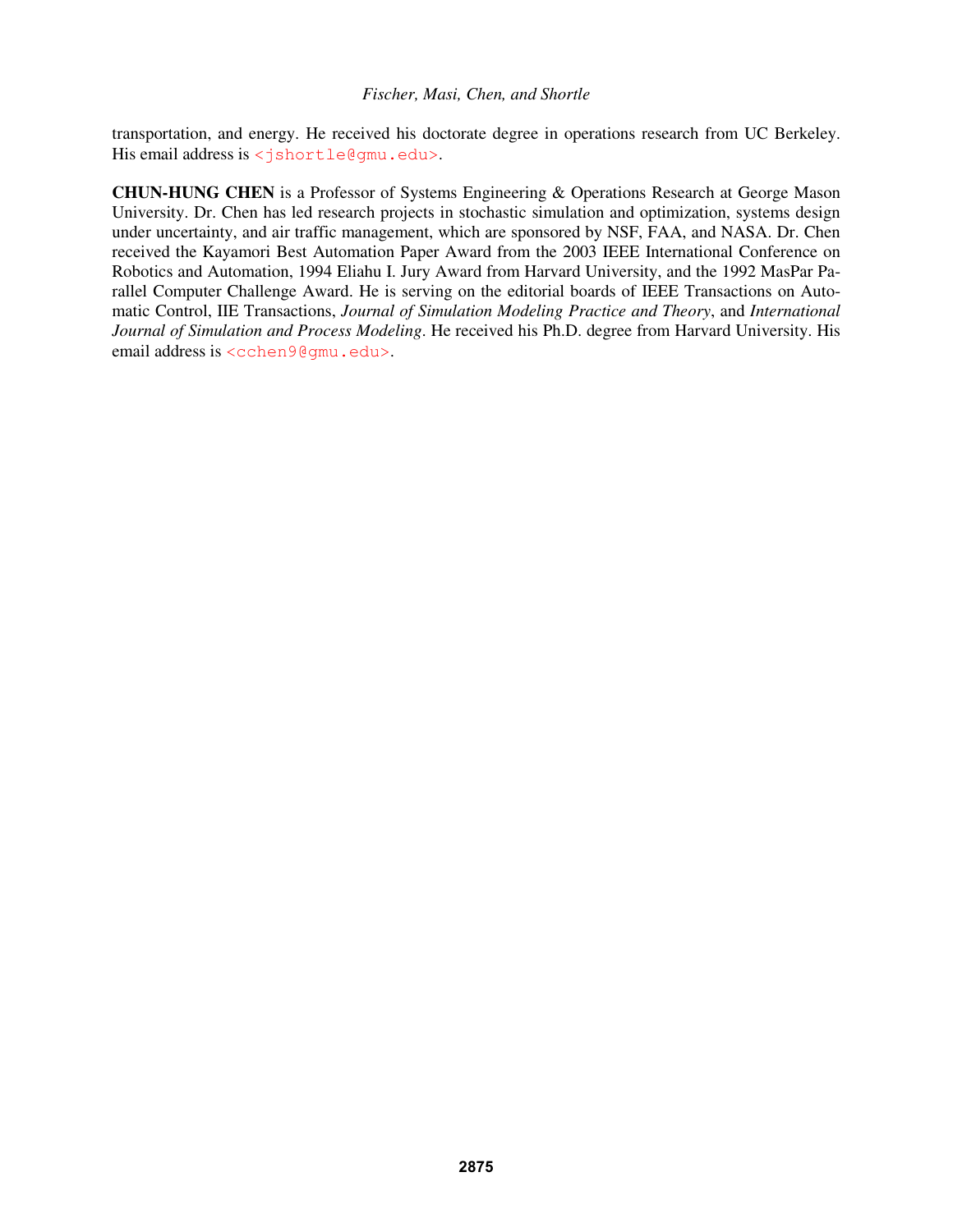transportation, and energy. He received his doctorate degree in operations research from UC Berkeley. His email address is <jshortle@gmu.edu>.

**CHUN-HUNG CHEN** is a Professor of Systems Engineering & Operations Research at George Mason University. Dr. Chen has led research projects in stochastic simulation and optimization, systems design under uncertainty, and air traffic management, which are sponsored by NSF, FAA, and NASA. Dr. Chen received the Kayamori Best Automation Paper Award from the 2003 IEEE International Conference on Robotics and Automation, 1994 Eliahu I. Jury Award from Harvard University, and the 1992 MasPar Parallel Computer Challenge Award. He is serving on the editorial boards of IEEE Transactions on Automatic Control, IIE Transactions, *Journal of Simulation Modeling Practice and Theory*, and *International Journal of Simulation and Process Modeling*. He received his Ph.D. degree from Harvard University. His email address is <cchen9@gmu.edu>.